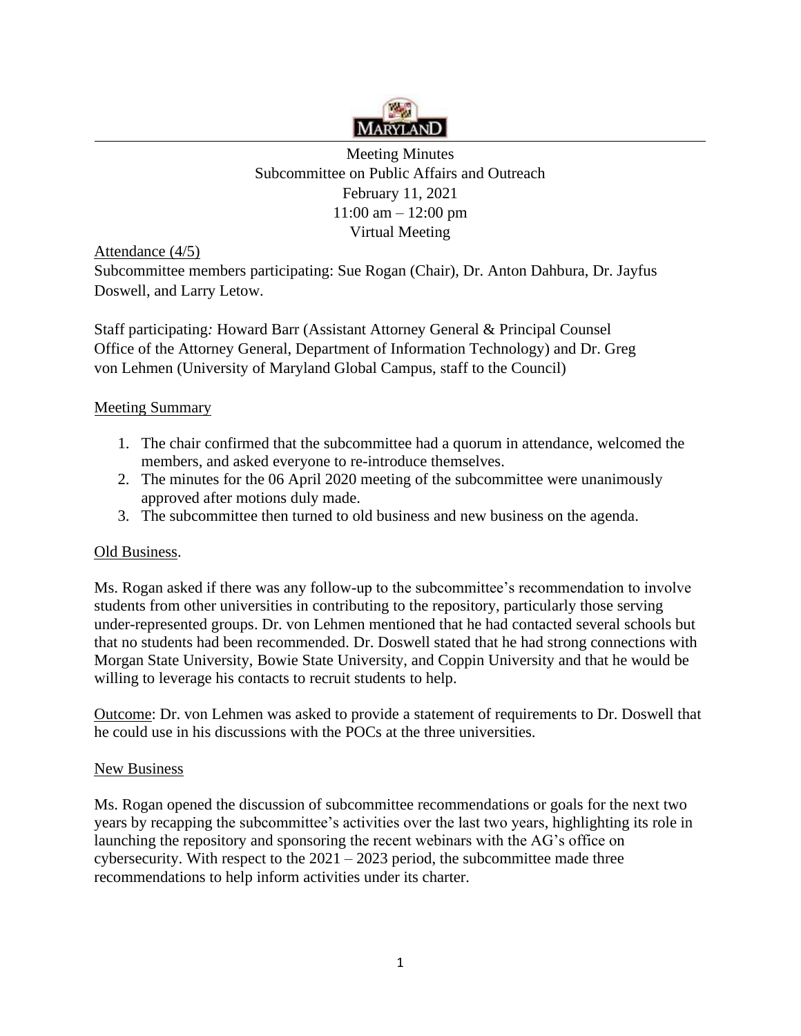Meeting Minutes
Subcommittee on Public Affairs and Outreach
February 11, 2021
11:00 am – 12:00 pm
Virtual Meeting

Attendance (4/5)

Subcommittee members participating: Sue Rogan (Chair), Dr. Anton Dahbura, Dr. Jayfus Doswell, and Larry Letow.

Staff participating: Howard Barr (Assistant Attorney General & Principal Counsel Office of the Attorney General, Department of Information Technology) and Dr. Greg von Lehmen (University of Maryland Global Campus, staff to the Council)

## Meeting Summary

1. The chair confirmed that the subcommittee had a quorum in attendance, welcomed the members, and asked everyone to re-introduce themselves.
2. The minutes for the 06 April 2020 meeting of the subcommittee were unanimously approved after motions duly made.
3. The subcommittee then turned to old business and new business on the agenda.

## Old Business.

Ms. Rogan asked if there was any follow-up to the subcommittee's recommendation to involve students from other universities in contributing to the repository, particularly those serving under-represented groups. Dr. von Lehmen mentioned that he had contacted several schools but that no students had been recommended. Dr. Doswell stated that he had strong connections with Morgan State University, Bowie State University, and Coppin University and that he would be willing to leverage his contacts to recruit students to help.

Outcome: Dr. von Lehmen was asked to provide a statement of requirements to Dr. Doswell that he could use in his discussions with the POCs at the three universities.

## New Business

Ms. Rogan opened the discussion of subcommittee recommendations or goals for the next two years by recapping the subcommittee's activities over the last two years, highlighting its role in launching the repository and sponsoring the recent webinars with the AG's office on cybersecurity. With respect to the 2021 – 2023 period, the subcommittee made three recommendations to help inform activities under its charter.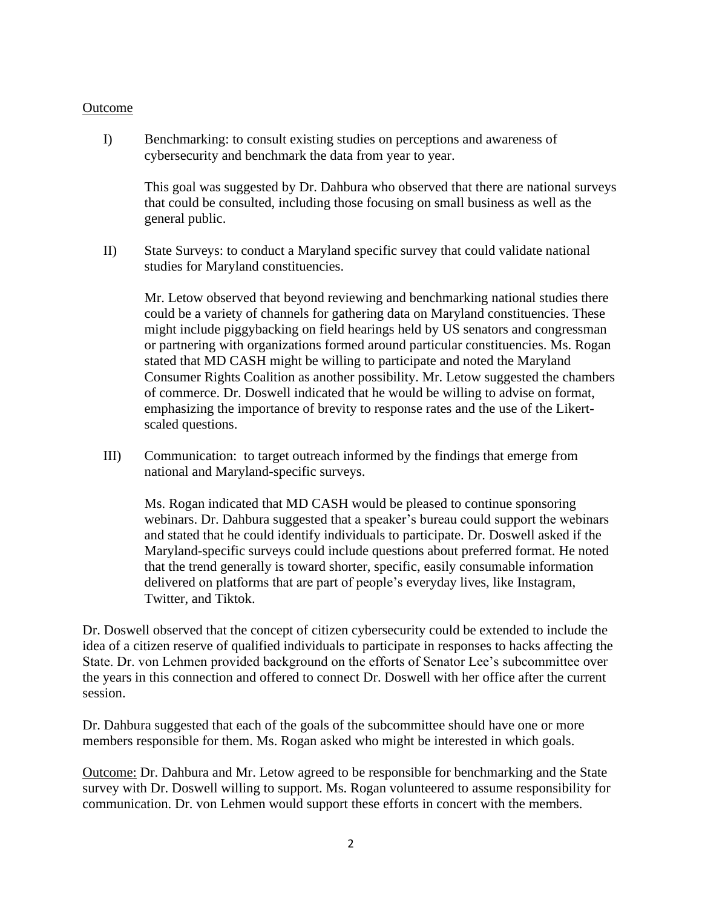Outcome

I) Benchmarking: to consult existing studies on perceptions and awareness of cybersecurity and benchmark the data from year to year.

   This goal was suggested by Dr. Dahbura who observed that there are national surveys that could be consulted, including those focusing on small business as well as the general public.

II) State Surveys: to conduct a Maryland specific survey that could validate national studies for Maryland constituencies.

   Mr. Letow observed that beyond reviewing and benchmarking national studies there could be a variety of channels for gathering data on Maryland constituencies. These might include piggybacking on field hearings held by US senators and congressman or partnering with organizations formed around particular constituencies. Ms. Rogan stated that MD CASH might be willing to participate and noted the Maryland Consumer Rights Coalition as another possibility. Mr. Letow suggested the chambers of commerce. Dr. Doswell indicated that he would be willing to advise on format, emphasizing the importance of brevity to response rates and the use of the Likert-scaled questions.

III) Communication: to target outreach informed by the findings that emerge from national and Maryland-specific surveys.

   Ms. Rogan indicated that MD CASH would be pleased to continue sponsoring webinars. Dr. Dahbura suggested that a speaker's bureau could support the webinars and stated that he could identify individuals to participate. Dr. Doswell asked if the Maryland-specific surveys could include questions about preferred format. He noted that the trend generally is toward shorter, specific, easily consumable information delivered on platforms that are part of people's everyday lives, like Instagram, Twitter, and Tiktok.

Dr. Doswell observed that the concept of citizen cybersecurity could be extended to include the idea of a citizen reserve of qualified individuals to participate in responses to hacks affecting the State. Dr. von Lehmen provided background on the efforts of Senator Lee's subcommittee over the years in this connection and offered to connect Dr. Doswell with her office after the current session.

Dr. Dahbura suggested that each of the goals of the subcommittee should have one or more members responsible for them. Ms. Rogan asked who might be interested in which goals.

Outcome: Dr. Dahbura and Mr. Letow agreed to be responsible for benchmarking and the State survey with Dr. Doswell willing to support. Ms. Rogan volunteered to assume responsibility for communication. Dr. von Lehmen would support these efforts in concert with the members.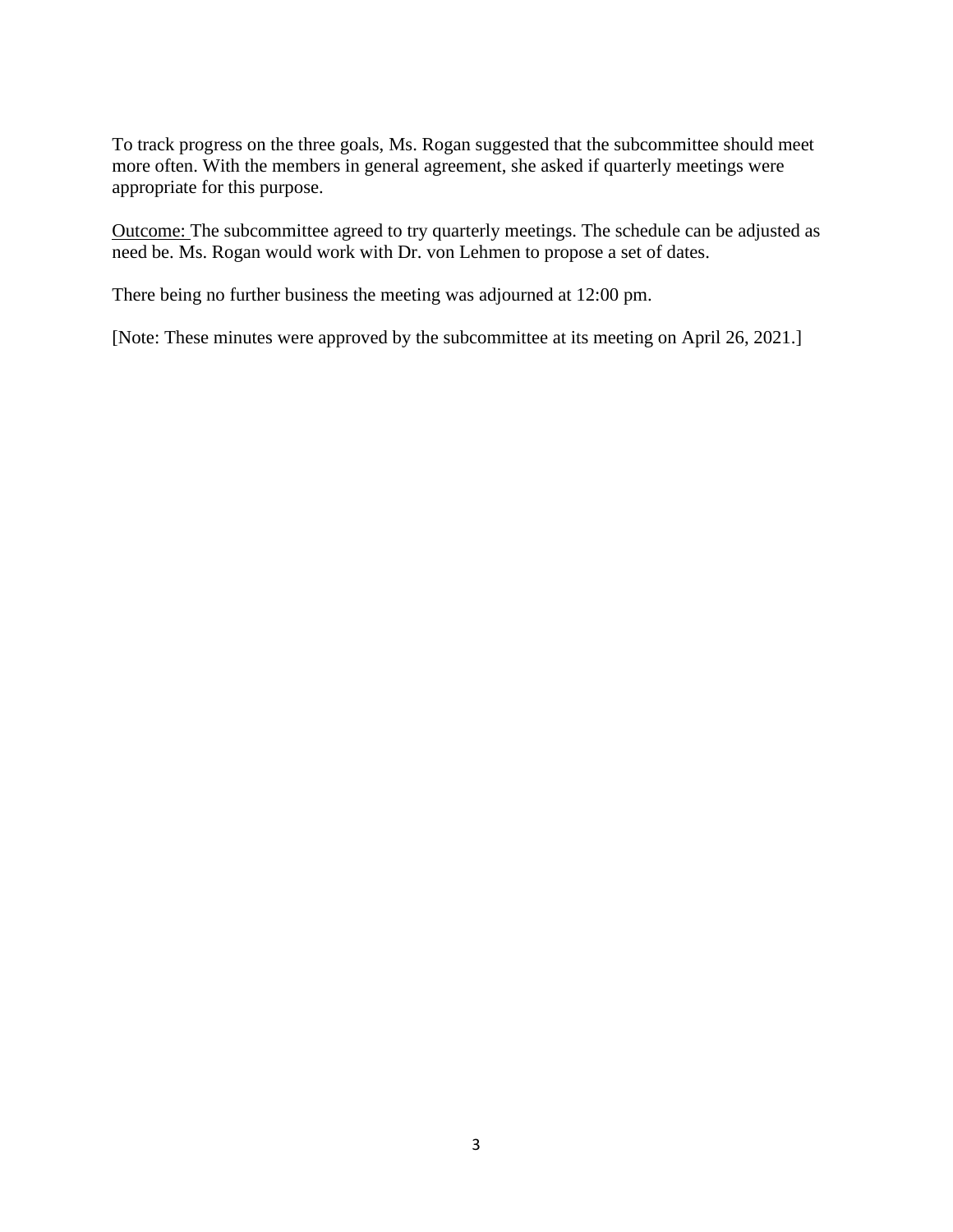To track progress on the three goals, Ms. Rogan suggested that the subcommittee should meet more often. With the members in general agreement, she asked if quarterly meetings were appropriate for this purpose.

Outcome: The subcommittee agreed to try quarterly meetings. The schedule can be adjusted as need be. Ms. Rogan would work with Dr. von Lehmen to propose a set of dates.

There being no further business the meeting was adjourned at 12:00 pm.

[Note: These minutes were approved by the subcommittee at its meeting on April 26, 2021.]